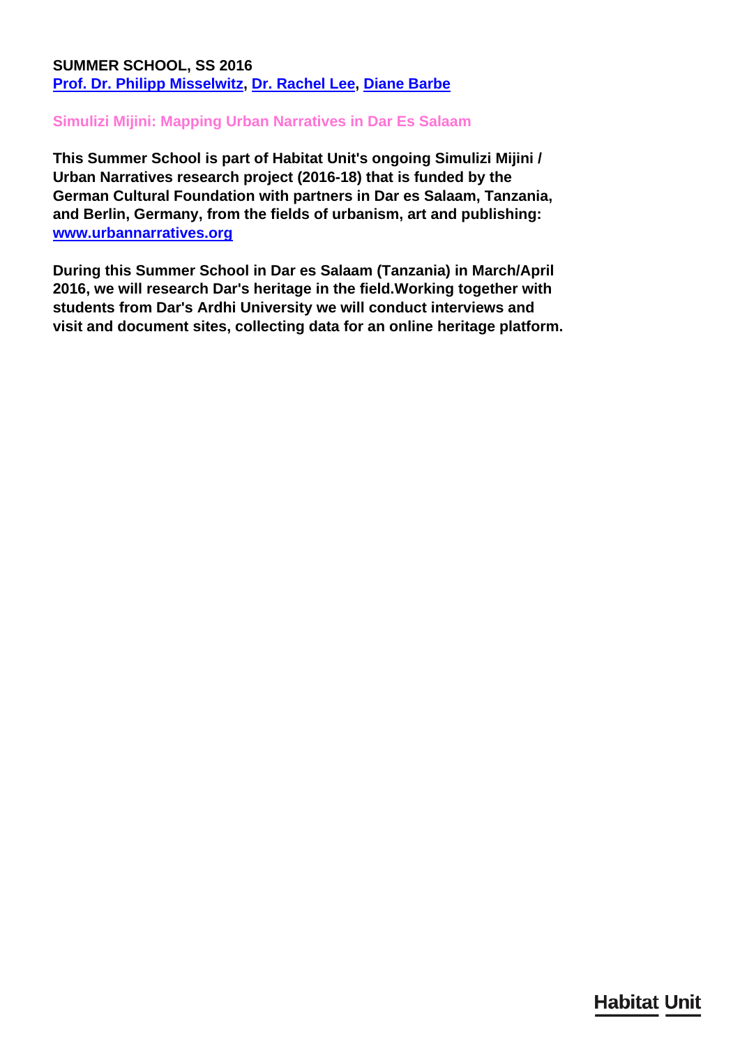**SUMMER SCHOOL, SS 2016**
[Prof. Dr. Philipp Misselwitz](), [Dr. Rachel Lee](), [Diane Barbe]()

## Simulizi Mijini: Mapping Urban Narratives in Dar Es Salaam

**This Summer School is part of Habitat Unit's ongoing Simulizi Mijini / Urban Narratives research project (2016-18) that is funded by the German Cultural Foundation with partners in Dar es Salaam, Tanzania, and Berlin, Germany, from the fields of urbanism, art and publishing: [www.urbannarratives.org](www.urbannarratives.org)**

**During this Summer School in Dar es Salaam (Tanzania) in March/April 2016, we will research Dar's heritage in the field.Working together with students from Dar's Ardhi University we will conduct interviews and visit and document sites, collecting data for an online heritage platform.**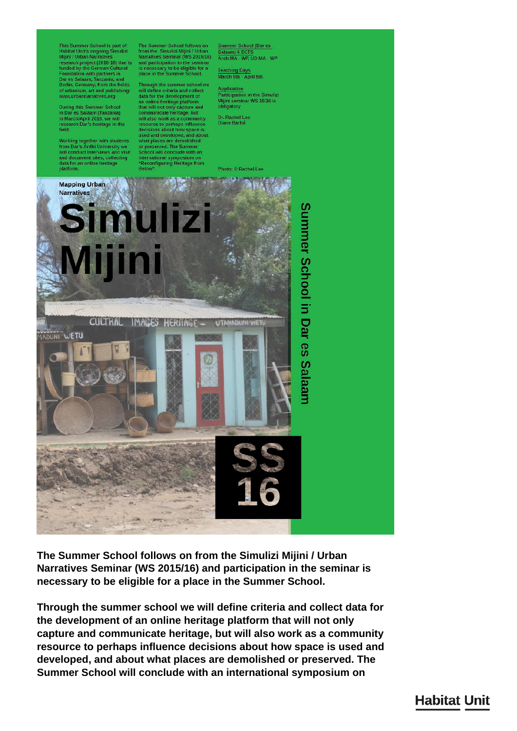This Summer School is part of Habitat Unit's ongoing Simulizi Mijini / Urban Narratives research project (2010-18) that is funded by the German Cultural Foundation with partners in Dar es Salaam, Tanzania, and Berlin, Germany, from the fields of urbanism, art and publishing: www.urbannarratives.org

During this Summer School in Dar es Salaam (Tanzania) in March/April 2016, we will research Dar's heritage in the field.

Working together with students from Dar's Ardhi University we will conduct interviews and visit and document sites, collecting data for an online heritage platform.

The Summer School follows on from the Simulizi Mijini / Urban Narratives Seminar (WS 2015/16) and participation in the seminar is necessary to be eligible for a place in the Summer School.

Through the summer school we will define criteria and collect data for the development of an online heritage platform that will not only capture and communicate heritage, but will also work as a community resource to perhaps influence decisions about how space is used and developed, and about what places are demolished or preserved. The Summer School will conclude with an international symposium on "Reconfiguring Heritage from Below".

Summer School (Dar es Salaam) 6 ECTS
Arch MA - WP, UD MA - WP

Teaching Days
March 9th - April 5th

Application
Participation in the Simulizi Mijini seminar WS 15/16 is obligatory

Dr. Rachel Lee
Diane Barbé

Photo: © Rachel Lee

Mapping Urban Narratives

# Simulizi Mijini

Summer School in Dar es Salaam

SS 16

**The Summer School follows on from the Simulizi Mijini / Urban Narratives Seminar (WS 2015/16) and participation in the seminar is necessary to be eligible for a place in the Summer School.**

**Through the summer school we will define criteria and collect data for the development of an online heritage platform that will not only capture and communicate heritage, but will also work as a community resource to perhaps influence decisions about how space is used and developed, and about what places are demolished or preserved. The Summer School will conclude with an international symposium on**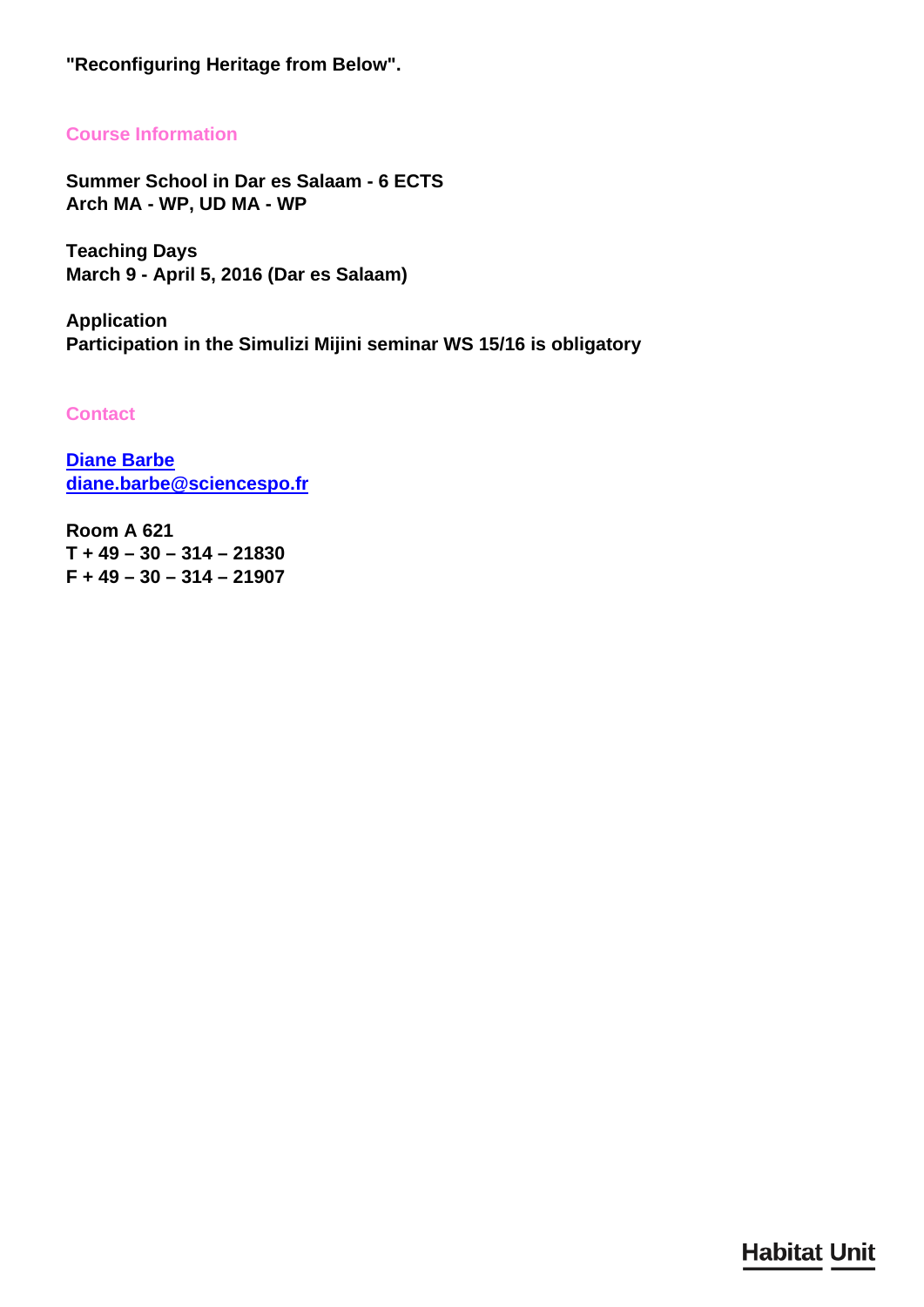**"Reconfiguring Heritage from Below".**

## Course Information

**Summer School in Dar es Salaam - 6 ECTS**
**Arch MA - WP, UD MA - WP**

**Teaching Days**
**March 9 - April 5, 2016 (Dar es Salaam)**

**Application**
**Participation in the Simulizi Mijini seminar WS 15/16 is obligatory**

## Contact

**Diane Barbe**
**diane.barbe@sciencespo.fr**

**Room A 621**
**T + 49 – 30 – 314 – 21830**
**F + 49 – 30 – 314 – 21907**

**Habitat Unit**